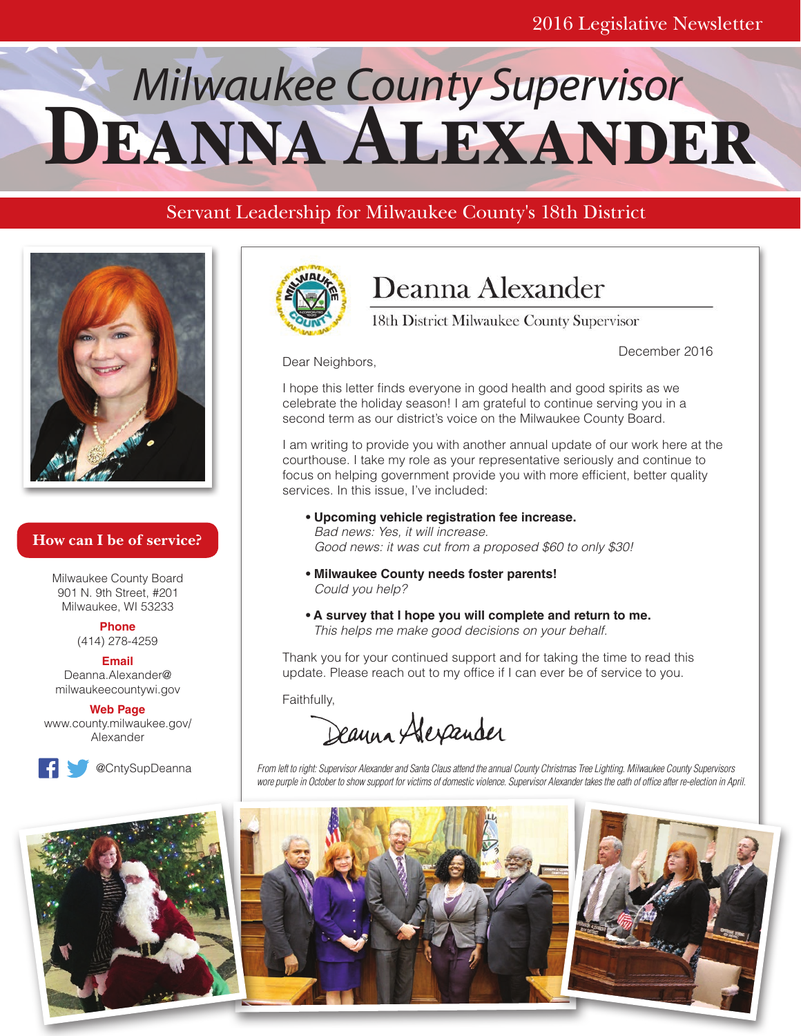2016 Legislative Newsletter

# Milwaukee County Supervisor DEANNA ALEXANDER

## Servant Leadership for Milwaukee County's 18th District

### How can I be of service?

Milwaukee County Board
901 N. 9th Street, #201
Milwaukee, WI 53233

**Phone**
(414) 278-4259

**Email**
Deanna.Alexander@
milwaukeecountywi.gov

**Web Page**
www.county.milwaukee.gov/
Alexander

@CntySupDeanna

## Deanna Alexander

18th District Milwaukee County Supervisor

December 2016

Dear Neighbors,

I hope this letter finds everyone in good health and good spirits as we celebrate the holiday season! I am grateful to continue serving you in a second term as our district's voice on the Milwaukee County Board.

I am writing to provide you with another annual update of our work here at the courthouse. I take my role as your representative seriously and continue to focus on helping government provide you with more efficient, better quality services. In this issue, I've included:

- **Upcoming vehicle registration fee increase.**
  *Bad news: Yes, it will increase.*
  *Good news: it was cut from a proposed $60 to only $30!*
- **Milwaukee County needs foster parents!**
  *Could you help?*
- **A survey that I hope you will complete and return to me.**
  *This helps me make good decisions on your behalf.*

Thank you for your continued support and for taking the time to read this update. Please reach out to my office if I can ever be of service to you.

Faithfully,

Deanna Alexander

*From left to right: Supervisor Alexander and Santa Claus attend the annual County Christmas Tree Lighting. Milwaukee County Supervisors wore purple in October to show support for victims of domestic violence. Supervisor Alexander takes the oath of office after re-election in April.*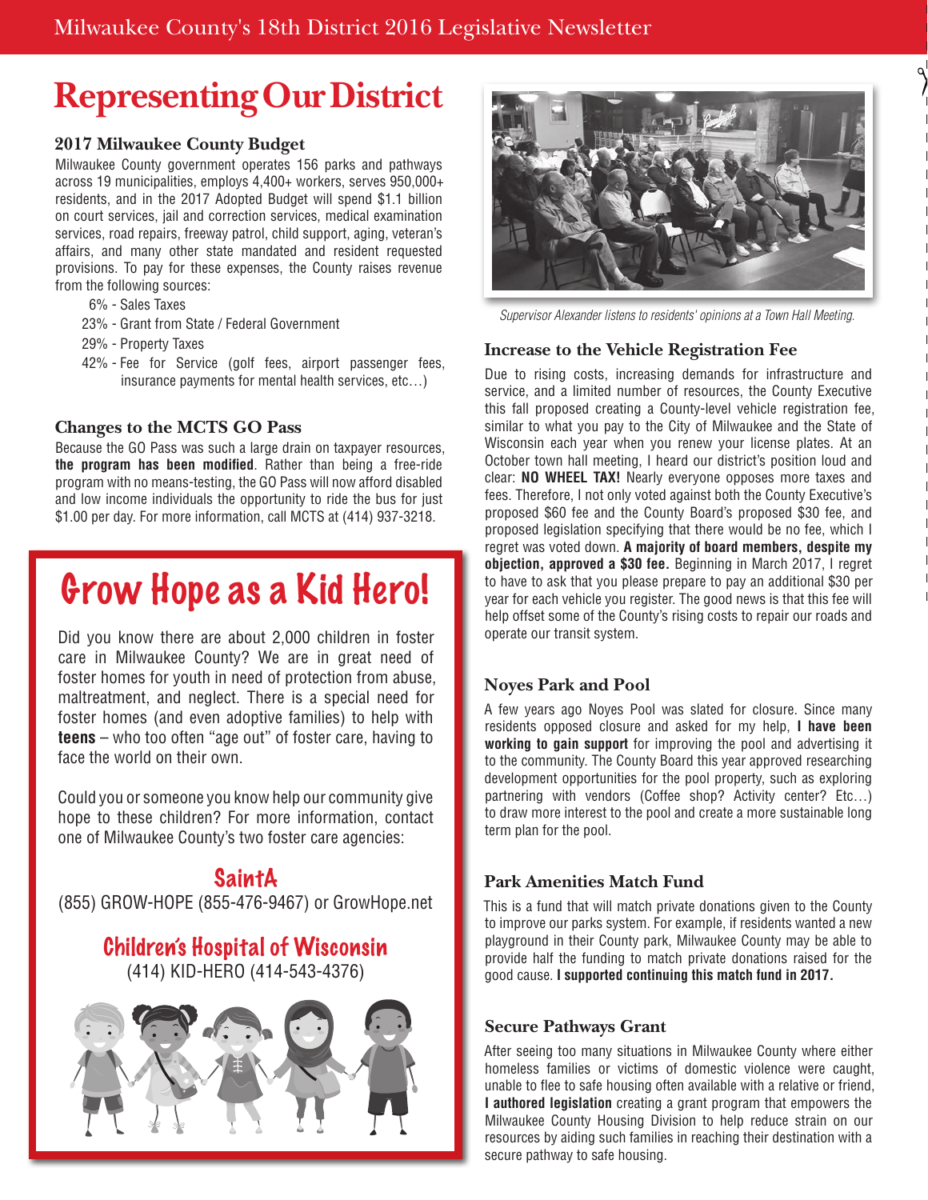# Representing Our District

### 2017 Milwaukee County Budget

Milwaukee County government operates 156 parks and pathways across 19 municipalities, employs 4,400+ workers, serves 950,000+ residents, and in the 2017 Adopted Budget will spend $1.1 billion on court services, jail and correction services, medical examination services, road repairs, freeway patrol, child support, aging, veteran's affairs, and many other state mandated and resident requested provisions. To pay for these expenses, the County raises revenue from the following sources:

- 6% - Sales Taxes
- 23% - Grant from State / Federal Government
- 29% - Property Taxes
- 42% - Fee for Service (golf fees, airport passenger fees, insurance payments for mental health services, etc…)

### Changes to the MCTS GO Pass

Because the GO Pass was such a large drain on taxpayer resources, **the program has been modified**. Rather than being a free-ride program with no means-testing, the GO Pass will now afford disabled and low income individuals the opportunity to ride the bus for just $1.00 per day. For more information, call MCTS at (414) 937-3218.

## Grow Hope as a Kid Hero!

Did you know there are about 2,000 children in foster care in Milwaukee County? We are in great need of foster homes for youth in need of protection from abuse, maltreatment, and neglect. There is a special need for foster homes (and even adoptive families) to help with **teens** – who too often "age out" of foster care, having to face the world on their own.

Could you or someone you know help our community give hope to these children? For more information, contact one of Milwaukee County's two foster care agencies:

**SaintA**
(855) GROW-HOPE (855-476-9467) or GrowHope.net

**Children's Hospital of Wisconsin**
(414) KID-HERO (414-543-4376)

*Supervisor Alexander listens to residents' opinions at a Town Hall Meeting.*

### Increase to the Vehicle Registration Fee

Due to rising costs, increasing demands for infrastructure and service, and a limited number of resources, the County Executive this fall proposed creating a County-level vehicle registration fee, similar to what you pay to the City of Milwaukee and the State of Wisconsin each year when you renew your license plates. At an October town hall meeting, I heard our district's position loud and clear: **NO WHEEL TAX!** Nearly everyone opposes more taxes and fees. Therefore, I not only voted against both the County Executive's proposed $60 fee and the County Board's proposed $30 fee, and proposed legislation specifying that there would be no fee, which I regret was voted down. **A majority of board members, despite my objection, approved a $30 fee.** Beginning in March 2017, I regret to have to ask that you please prepare to pay an additional $30 per year for each vehicle you register. The good news is that this fee will help offset some of the County's rising costs to repair our roads and operate our transit system.

### Noyes Park and Pool

A few years ago Noyes Pool was slated for closure. Since many residents opposed closure and asked for my help, **I have been working to gain support** for improving the pool and advertising it to the community. The County Board this year approved researching development opportunities for the pool property, such as exploring partnering with vendors (Coffee shop? Activity center? Etc…) to draw more interest to the pool and create a more sustainable long term plan for the pool.

### Park Amenities Match Fund

This is a fund that will match private donations given to the County to improve our parks system. For example, if residents wanted a new playground in their County park, Milwaukee County may be able to provide half the funding to match private donations raised for the good cause. **I supported continuing this match fund in 2017.**

### Secure Pathways Grant

After seeing too many situations in Milwaukee County where either homeless families or victims of domestic violence were caught, unable to flee to safe housing often available with a relative or friend, **I authored legislation** creating a grant program that empowers the Milwaukee County Housing Division to help reduce strain on our resources by aiding such families in reaching their destination with a secure pathway to safe housing.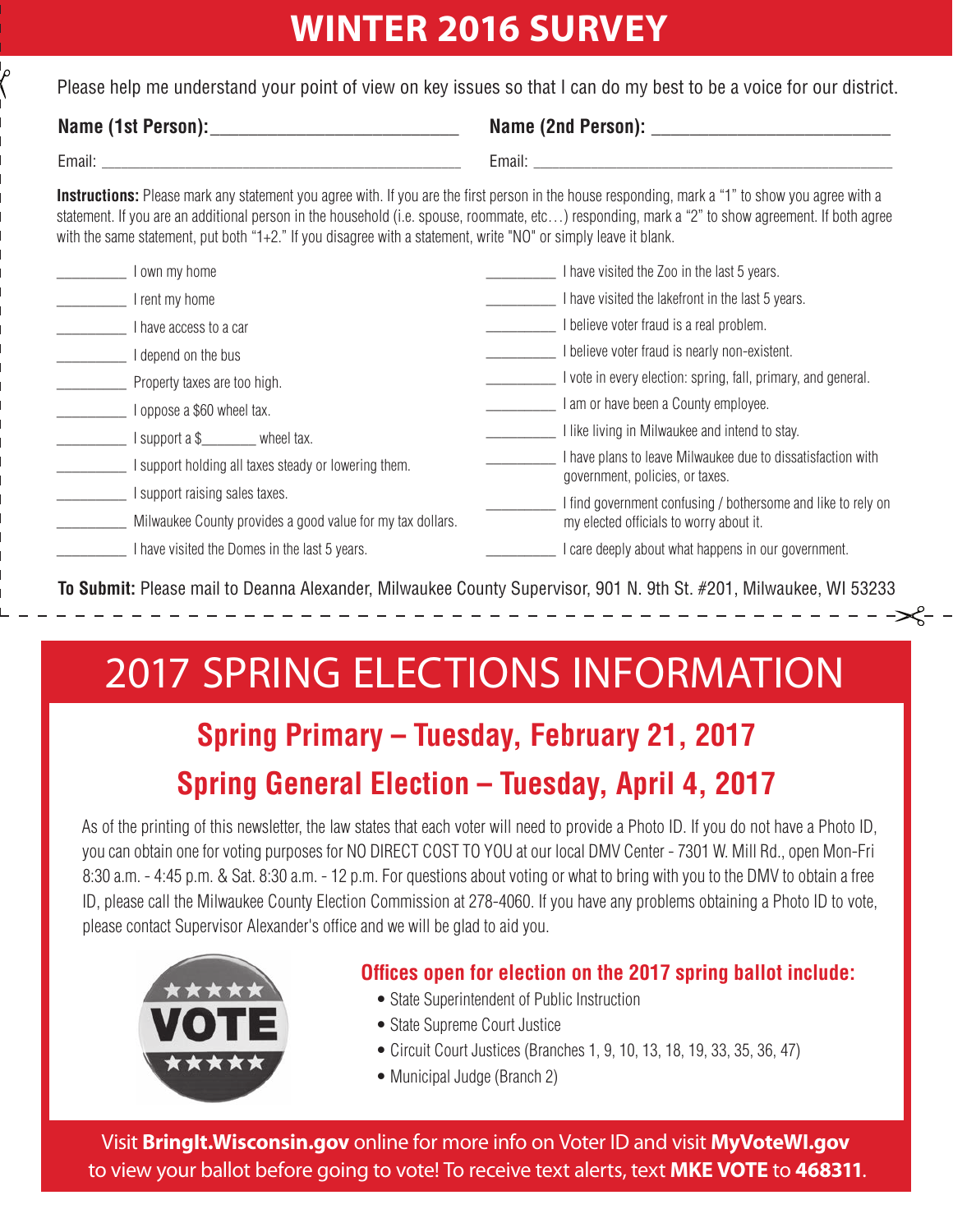# WINTER 2016 SURVEY

Please help me understand your point of view on key issues so that I can do my best to be a voice for our district.

**Name (1st Person):**___________________________ **Name (2nd Person):** ___________________________

Email: _______________________________________________ Email: _______________________________________________

**Instructions:** Please mark any statement you agree with. If you are the first person in the house responding, mark a "1" to show you agree with a statement. If you are an additional person in the household (i.e. spouse, roommate, etc…) responding, mark a "2" to show agreement. If both agree with the same statement, put both "1+2." If you disagree with a statement, write "NO" or simply leave it blank.

_________ I own my home

_________ I rent my home

_________ I have access to a car

_________ I depend on the bus

_________ Property taxes are too high.

_________ I oppose a $60 wheel tax.

_________ I support a $_______ wheel tax.

_________ I support holding all taxes steady or lowering them.

_________ I support raising sales taxes.

_________ Milwaukee County provides a good value for my tax dollars.

_________ I have visited the Domes in the last 5 years.

_________ I have visited the Zoo in the last 5 years.

_________ I have visited the lakefront in the last 5 years.

_________ I believe voter fraud is a real problem.

_________ I believe voter fraud is nearly non-existent.

_________ I vote in every election: spring, fall, primary, and general.

_________ I am or have been a County employee.

_________ I like living in Milwaukee and intend to stay.

_________ I have plans to leave Milwaukee due to dissatisfaction with government, policies, or taxes.

_________ I find government confusing / bothersome and like to rely on my elected officials to worry about it.

_________ I care deeply about what happens in our government.

**To Submit:** Please mail to Deanna Alexander, Milwaukee County Supervisor, 901 N. 9th St. #201, Milwaukee, WI 53233

# 2017 SPRING ELECTIONS INFORMATION

## Spring Primary – Tuesday, February 21, 2017

## Spring General Election – Tuesday, April 4, 2017

As of the printing of this newsletter, the law states that each voter will need to provide a Photo ID. If you do not have a Photo ID, you can obtain one for voting purposes for NO DIRECT COST TO YOU at our local DMV Center - 7301 W. Mill Rd., open Mon-Fri 8:30 a.m. - 4:45 p.m. & Sat. 8:30 a.m. - 12 p.m. For questions about voting or what to bring with you to the DMV to obtain a free ID, please call the Milwaukee County Election Commission at 278-4060. If you have any problems obtaining a Photo ID to vote, please contact Supervisor Alexander's office and we will be glad to aid you.

### Offices open for election on the 2017 spring ballot include:

- State Superintendent of Public Instruction
- State Supreme Court Justice
- Circuit Court Justices (Branches 1, 9, 10, 13, 18, 19, 33, 35, 36, 47)
- Municipal Judge (Branch 2)

Visit **BringIt.Wisconsin.gov** online for more info on Voter ID and visit **MyVoteWI.gov** to view your ballot before going to vote! To receive text alerts, text **MKE VOTE** to **468311**.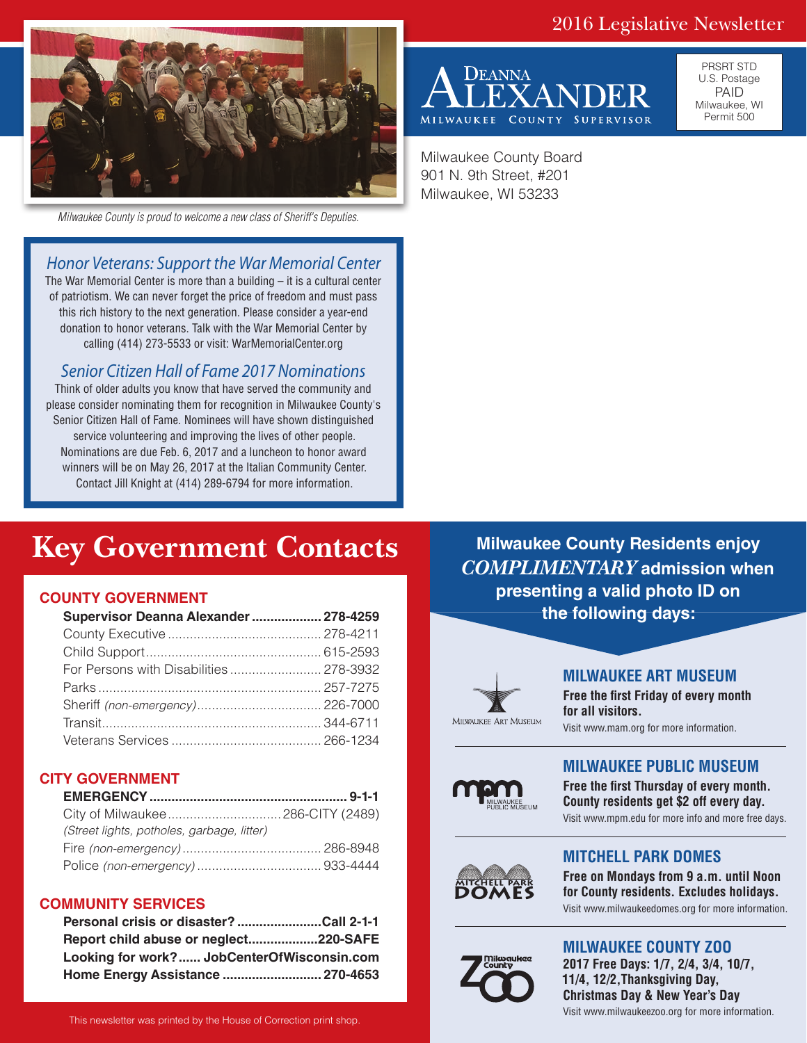2016 Legislative Newsletter

Milwaukee County is proud to welcome a new class of Sheriff's Deputies.

# Deanna Alexander
MILWAUKEE COUNTY SUPERVISOR

PRSRT STD
U.S. Postage
PAID
Milwaukee, WI
Permit 500

Milwaukee County Board
901 N. 9th Street, #201
Milwaukee, WI 53233

### *Honor Veterans: Support the War Memorial Center*

The War Memorial Center is more than a building – it is a cultural center of patriotism. We can never forget the price of freedom and must pass this rich history to the next generation. Please consider a year-end donation to honor veterans. Talk with the War Memorial Center by calling (414) 273-5533 or visit: WarMemorialCenter.org

### *Senior Citizen Hall of Fame 2017 Nominations*

Think of older adults you know that have served the community and please consider nominating them for recognition in Milwaukee County's Senior Citizen Hall of Fame. Nominees will have shown distinguished service volunteering and improving the lives of other people. Nominations are due Feb. 6, 2017 and a luncheon to honor award winners will be on May 26, 2017 at the Italian Community Center. Contact Jill Knight at (414) 289-6794 for more information.

# Key Government Contacts

## COUNTY GOVERNMENT

- **Supervisor Deanna Alexander ................... 278-4259**
- County Executive .......................................... 278-4211
- Child Support ................................................ 615-2593
- For Persons with Disabilities ......................... 278-3932
- Parks ............................................................. 257-7275
- Sheriff *(non-emergency)* ................................ 226-7000
- Transit ........................................................... 344-6711
- Veterans Services ......................................... 266-1234

## CITY GOVERNMENT

- **EMERGENCY ...................................................... 9-1-1**
- City of Milwaukee ............................... 286-CITY (2489)
  *(Street lights, potholes, garbage, litter)*
- Fire *(non-emergency)* ...................................... 286-8948
- Police *(non-emergency)* .................................. 933-4444

## COMMUNITY SERVICES

- **Personal crisis or disaster? .......................Call 2-1-1**
- **Report child abuse or neglect...................220-SAFE**
- **Looking for work?...... JobCenterOfWisconsin.com**
- **Home Energy Assistance ........................... 270-4653**

This newsletter was printed by the House of Correction print shop.

## Milwaukee County Residents enjoy *COMPLIMENTARY* admission when presenting a valid photo ID on the following days:

### MILWAUKEE ART MUSEUM

**Free the first Friday of every month for all visitors.**
Visit www.mam.org for more information.

### MILWAUKEE PUBLIC MUSEUM

**Free the first Thursday of every month. County residents get $2 off every day.**
Visit www.mpm.edu for more info and more free days.

### MITCHELL PARK DOMES

**Free on Mondays from 9 a.m. until Noon for County residents. Excludes holidays.**
Visit www.milwaukeedomes.org for more information.

### MILWAUKEE COUNTY ZOO

**2017 Free Days: 1/7, 2/4, 3/4, 10/7, 11/4, 12/2, Thanksgiving Day, Christmas Day & New Year's Day**
Visit www.milwaukeezoo.org for more information.